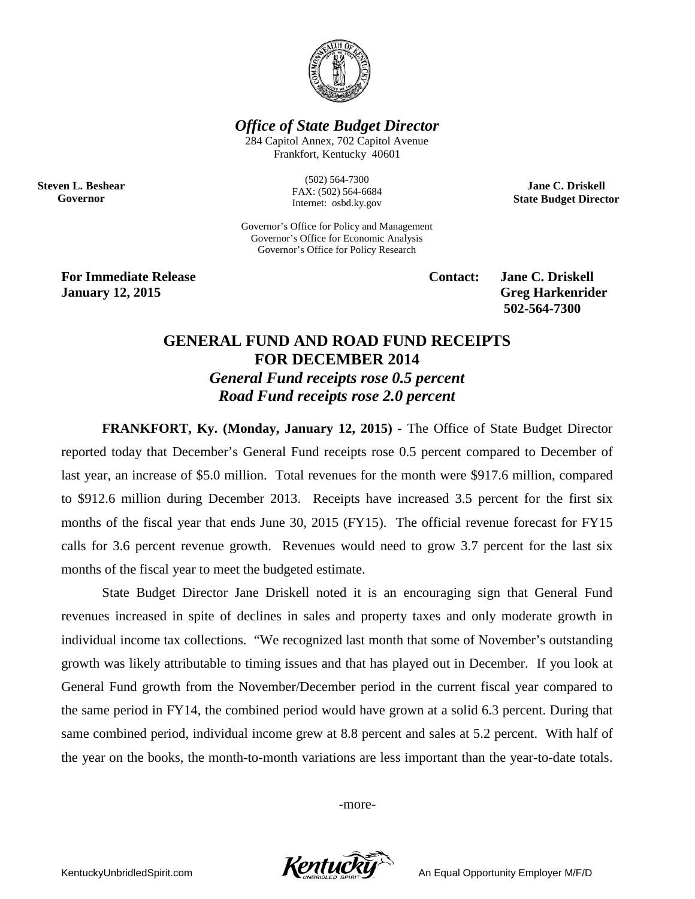***Office of State Budget Director***

284 Capitol Annex, 702 Capitol Avenue
Frankfort, Kentucky 40601

(502) 564-7300
FAX: (502) 564-6684
Internet: osbd.ky.gov

**Steven L. Beshear**
**Governor**

**Jane C. Driskell**
**State Budget Director**

Governor's Office for Policy and Management
Governor's Office for Economic Analysis
Governor's Office for Policy Research

**For Immediate Release**
**January 12, 2015**

**Contact: Jane C. Driskell**
**Greg Harkenrider**
**502-564-7300**

# GENERAL FUND AND ROAD FUND RECEIPTS FOR DECEMBER 2014

***General Fund receipts rose 0.5 percent***
***Road Fund receipts rose 2.0 percent***

**FRANKFORT, Ky. (Monday, January 12, 2015) -** The Office of State Budget Director reported today that December's General Fund receipts rose 0.5 percent compared to December of last year, an increase of $5.0 million. Total revenues for the month were $917.6 million, compared to $912.6 million during December 2013. Receipts have increased 3.5 percent for the first six months of the fiscal year that ends June 30, 2015 (FY15). The official revenue forecast for FY15 calls for 3.6 percent revenue growth. Revenues would need to grow 3.7 percent for the last six months of the fiscal year to meet the budgeted estimate.

State Budget Director Jane Driskell noted it is an encouraging sign that General Fund revenues increased in spite of declines in sales and property taxes and only moderate growth in individual income tax collections. "We recognized last month that some of November's outstanding growth was likely attributable to timing issues and that has played out in December. If you look at General Fund growth from the November/December period in the current fiscal year compared to the same period in FY14, the combined period would have grown at a solid 6.3 percent. During that same combined period, individual income grew at 8.8 percent and sales at 5.2 percent. With half of the year on the books, the month-to-month variations are less important than the year-to-date totals.

-more-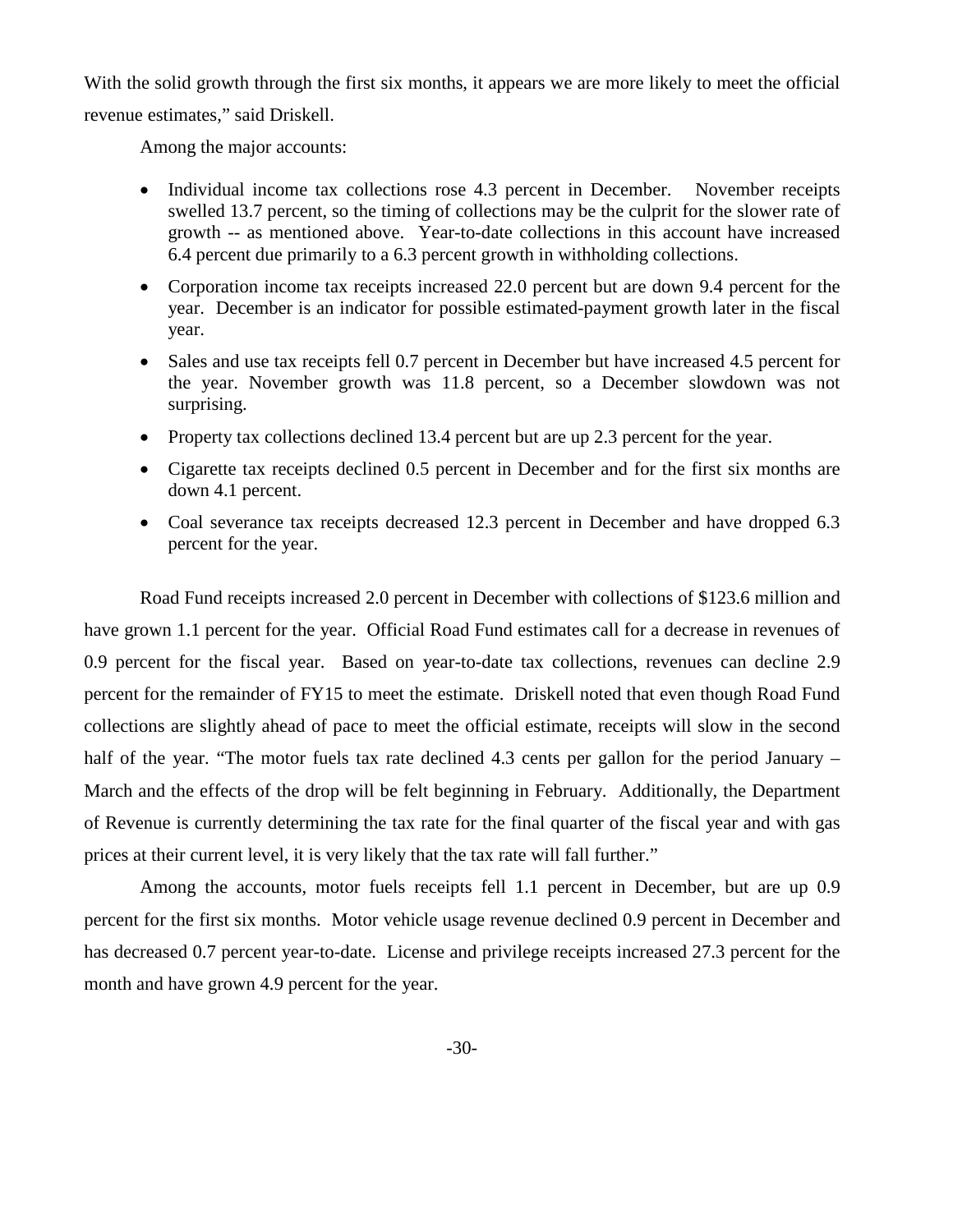With the solid growth through the first six months, it appears we are more likely to meet the official revenue estimates," said Driskell.

Among the major accounts:

- Individual income tax collections rose 4.3 percent in December. November receipts swelled 13.7 percent, so the timing of collections may be the culprit for the slower rate of growth -- as mentioned above. Year-to-date collections in this account have increased 6.4 percent due primarily to a 6.3 percent growth in withholding collections.
- Corporation income tax receipts increased 22.0 percent but are down 9.4 percent for the year. December is an indicator for possible estimated-payment growth later in the fiscal year.
- Sales and use tax receipts fell 0.7 percent in December but have increased 4.5 percent for the year. November growth was 11.8 percent, so a December slowdown was not surprising.
- Property tax collections declined 13.4 percent but are up 2.3 percent for the year.
- Cigarette tax receipts declined 0.5 percent in December and for the first six months are down 4.1 percent.
- Coal severance tax receipts decreased 12.3 percent in December and have dropped 6.3 percent for the year.

Road Fund receipts increased 2.0 percent in December with collections of $123.6 million and have grown 1.1 percent for the year. Official Road Fund estimates call for a decrease in revenues of 0.9 percent for the fiscal year. Based on year-to-date tax collections, revenues can decline 2.9 percent for the remainder of FY15 to meet the estimate. Driskell noted that even though Road Fund collections are slightly ahead of pace to meet the official estimate, receipts will slow in the second half of the year. "The motor fuels tax rate declined 4.3 cents per gallon for the period January – March and the effects of the drop will be felt beginning in February. Additionally, the Department of Revenue is currently determining the tax rate for the final quarter of the fiscal year and with gas prices at their current level, it is very likely that the tax rate will fall further."

Among the accounts, motor fuels receipts fell 1.1 percent in December, but are up 0.9 percent for the first six months. Motor vehicle usage revenue declined 0.9 percent in December and has decreased 0.7 percent year-to-date. License and privilege receipts increased 27.3 percent for the month and have grown 4.9 percent for the year.

-30-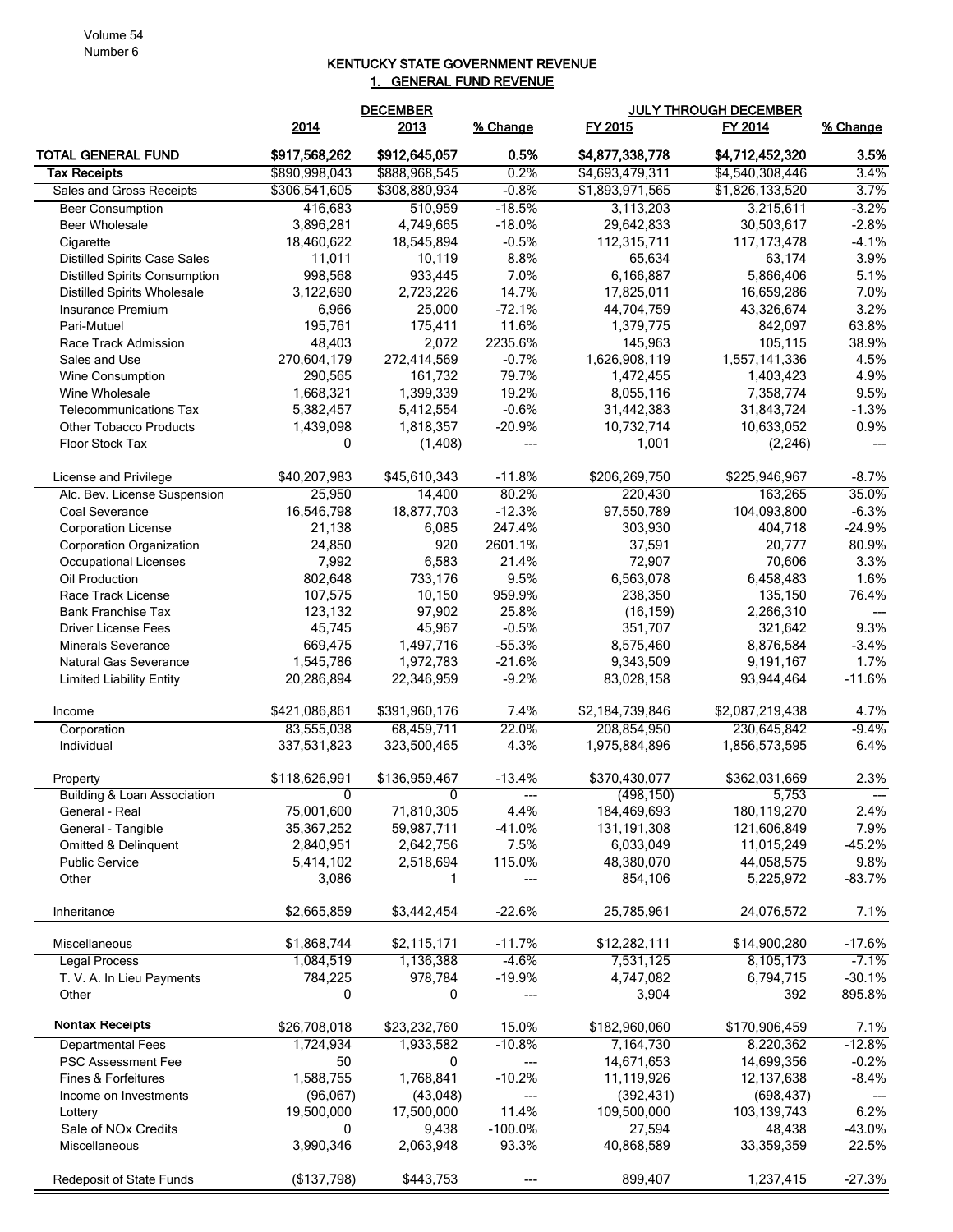Volume 54
Number 6

# KENTUCKY STATE GOVERNMENT REVENUE

## 1. GENERAL FUND REVENUE

| | DECEMBER | | | JULY THROUGH DECEMBER | | |
|---|---|---|---|---|---|---|
| | 2014 | 2013 | % Change | FY 2015 | FY 2014 | % Change |
| **TOTAL GENERAL FUND** | **$917,568,262** | **$912,645,057** | **0.5%** | **$4,877,338,778** | **$4,712,452,320** | **3.5%** |
| **Tax Receipts** | $890,998,043 | $888,968,545 | 0.2% | $4,693,479,311 | $4,540,308,446 | 3.4% |
| Sales and Gross Receipts | $306,541,605 | $308,880,934 | -0.8% | $1,893,971,565 | $1,826,133,520 | 3.7% |
| Beer Consumption | 416,683 | 510,959 | -18.5% | 3,113,203 | 3,215,611 | -3.2% |
| Beer Wholesale | 3,896,281 | 4,749,665 | -18.0% | 29,642,833 | 30,503,617 | -2.8% |
| Cigarette | 18,460,622 | 18,545,894 | -0.5% | 112,315,711 | 117,173,478 | -4.1% |
| Distilled Spirits Case Sales | 11,011 | 10,119 | 8.8% | 65,634 | 63,174 | 3.9% |
| Distilled Spirits Consumption | 998,568 | 933,445 | 7.0% | 6,166,887 | 5,866,406 | 5.1% |
| Distilled Spirits Wholesale | 3,122,690 | 2,723,226 | 14.7% | 17,825,011 | 16,659,286 | 7.0% |
| Insurance Premium | 6,966 | 25,000 | -72.1% | 44,704,759 | 43,326,674 | 3.2% |
| Pari-Mutuel | 195,761 | 175,411 | 11.6% | 1,379,775 | 842,097 | 63.8% |
| Race Track Admission | 48,403 | 2,072 | 2235.6% | 145,963 | 105,115 | 38.9% |
| Sales and Use | 270,604,179 | 272,414,569 | -0.7% | 1,626,908,119 | 1,557,141,336 | 4.5% |
| Wine Consumption | 290,565 | 161,732 | 79.7% | 1,472,455 | 1,403,423 | 4.9% |
| Wine Wholesale | 1,668,321 | 1,399,339 | 19.2% | 8,055,116 | 7,358,774 | 9.5% |
| Telecommunications Tax | 5,382,457 | 5,412,554 | -0.6% | 31,442,383 | 31,843,724 | -1.3% |
| Other Tobacco Products | 1,439,098 | 1,818,357 | -20.9% | 10,732,714 | 10,633,052 | 0.9% |
| Floor Stock Tax | 0 | (1,408) | --- | 1,001 | (2,246) | --- |
| | | | | | | |
| License and Privilege | $40,207,983 | $45,610,343 | -11.8% | $206,269,750 | $225,946,967 | -8.7% |
| Alc. Bev. License Suspension | 25,950 | 14,400 | 80.2% | 220,430 | 163,265 | 35.0% |
| Coal Severance | 16,546,798 | 18,877,703 | -12.3% | 97,550,789 | 104,093,800 | -6.3% |
| Corporation License | 21,138 | 6,085 | 247.4% | 303,930 | 404,718 | -24.9% |
| Corporation Organization | 24,850 | 920 | 2601.1% | 37,591 | 20,777 | 80.9% |
| Occupational Licenses | 7,992 | 6,583 | 21.4% | 72,907 | 70,606 | 3.3% |
| Oil Production | 802,648 | 733,176 | 9.5% | 6,563,078 | 6,458,483 | 1.6% |
| Race Track License | 107,575 | 10,150 | 959.9% | 238,350 | 135,150 | 76.4% |
| Bank Franchise Tax | 123,132 | 97,902 | 25.8% | (16,159) | 2,266,310 | --- |
| Driver License Fees | 45,745 | 45,967 | -0.5% | 351,707 | 321,642 | 9.3% |
| Minerals Severance | 669,475 | 1,497,716 | -55.3% | 8,575,460 | 8,876,584 | -3.4% |
| Natural Gas Severance | 1,545,786 | 1,972,783 | -21.6% | 9,343,509 | 9,191,167 | 1.7% |
| Limited Liability Entity | 20,286,894 | 22,346,959 | -9.2% | 83,028,158 | 93,944,464 | -11.6% |
| | | | | | | |
| Income | $421,086,861 | $391,960,176 | 7.4% | $2,184,739,846 | $2,087,219,438 | 4.7% |
| Corporation | 83,555,038 | 68,459,711 | 22.0% | 208,854,950 | 230,645,842 | -9.4% |
| Individual | 337,531,823 | 323,500,465 | 4.3% | 1,975,884,896 | 1,856,573,595 | 6.4% |
| | | | | | | |
| Property | $118,626,991 | $136,959,467 | -13.4% | $370,430,077 | $362,031,669 | 2.3% |
| Building & Loan Association | 0 | 0 | --- | (498,150) | 5,753 | --- |
| General - Real | 75,001,600 | 71,810,305 | 4.4% | 184,469,693 | 180,119,270 | 2.4% |
| General - Tangible | 35,367,252 | 59,987,711 | -41.0% | 131,191,308 | 121,606,849 | 7.9% |
| Omitted & Delinquent | 2,840,951 | 2,642,756 | 7.5% | 6,033,049 | 11,015,249 | -45.2% |
| Public Service | 5,414,102 | 2,518,694 | 115.0% | 48,380,070 | 44,058,575 | 9.8% |
| Other | 3,086 | 1 | --- | 854,106 | 5,225,972 | -83.7% |
| | | | | | | |
| Inheritance | $2,665,859 | $3,442,454 | -22.6% | 25,785,961 | 24,076,572 | 7.1% |
| | | | | | | |
| Miscellaneous | $1,868,744 | $2,115,171 | -11.7% | $12,282,111 | $14,900,280 | -17.6% |
| Legal Process | 1,084,519 | 1,136,388 | -4.6% | 7,531,125 | 8,105,173 | -7.1% |
| T. V. A. In Lieu Payments | 784,225 | 978,784 | -19.9% | 4,747,082 | 6,794,715 | -30.1% |
| Other | 0 | 0 | --- | 3,904 | 392 | 895.8% |
| | | | | | | |
| **Nontax Receipts** | $26,708,018 | $23,232,760 | 15.0% | $182,960,060 | $170,906,459 | 7.1% |
| Departmental Fees | 1,724,934 | 1,933,582 | -10.8% | 7,164,730 | 8,220,362 | -12.8% |
| PSC Assessment Fee | 50 | 0 | --- | 14,671,653 | 14,699,356 | -0.2% |
| Fines & Forfeitures | 1,588,755 | 1,768,841 | -10.2% | 11,119,926 | 12,137,638 | -8.4% |
| Income on Investments | (96,067) | (43,048) | --- | (392,431) | (698,437) | --- |
| Lottery | 19,500,000 | 17,500,000 | 11.4% | 109,500,000 | 103,139,743 | 6.2% |
| Sale of NOx Credits | 0 | 9,438 | -100.0% | 27,594 | 48,438 | -43.0% |
| Miscellaneous | 3,990,346 | 2,063,948 | 93.3% | 40,868,589 | 33,359,359 | 22.5% |
| | | | | | | |
| Redeposit of State Funds | ($137,798) | $443,753 | --- | 899,407 | 1,237,415 | -27.3% |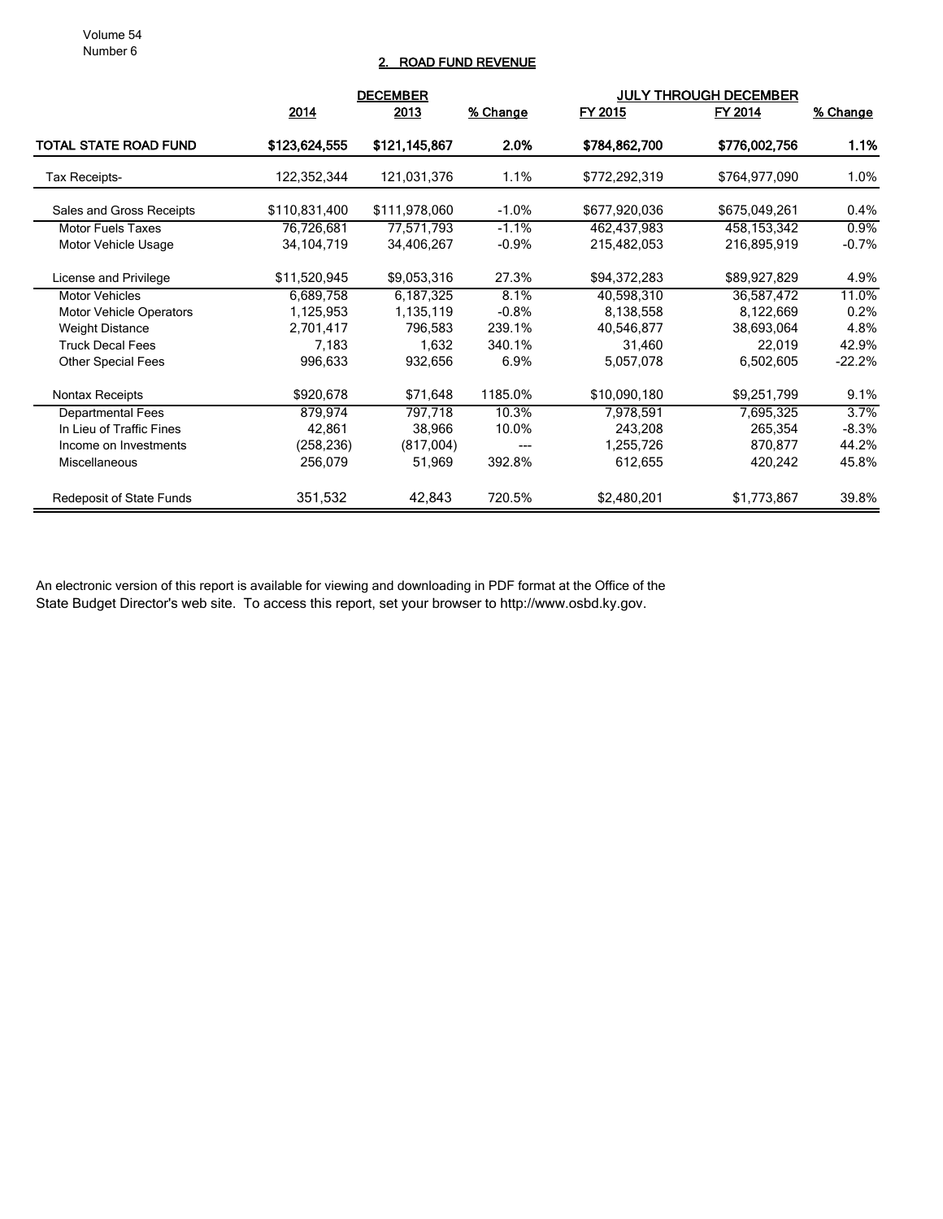## 2. ROAD FUND REVENUE

| | DECEMBER | | | JULY THROUGH DECEMBER | | |
|---|---|---|---|---|---|---|
| | 2014 | 2013 | % Change | FY 2015 | FY 2014 | % Change |
| **TOTAL STATE ROAD FUND** | **$123,624,555** | **$121,145,867** | **2.0%** | **$784,862,700** | **$776,002,756** | **1.1%** |
| Tax Receipts- | 122,352,344 | 121,031,376 | 1.1% | $772,292,319 | $764,977,090 | 1.0% |
| Sales and Gross Receipts | $110,831,400 | $111,978,060 | -1.0% | $677,920,036 | $675,049,261 | 0.4% |
| Motor Fuels Taxes | 76,726,681 | 77,571,793 | -1.1% | 462,437,983 | 458,153,342 | 0.9% |
| Motor Vehicle Usage | 34,104,719 | 34,406,267 | -0.9% | 215,482,053 | 216,895,919 | -0.7% |
| License and Privilege | $11,520,945 | $9,053,316 | 27.3% | $94,372,283 | $89,927,829 | 4.9% |
| Motor Vehicles | 6,689,758 | 6,187,325 | 8.1% | 40,598,310 | 36,587,472 | 11.0% |
| Motor Vehicle Operators | 1,125,953 | 1,135,119 | -0.8% | 8,138,558 | 8,122,669 | 0.2% |
| Weight Distance | 2,701,417 | 796,583 | 239.1% | 40,546,877 | 38,693,064 | 4.8% |
| Truck Decal Fees | 7,183 | 1,632 | 340.1% | 31,460 | 22,019 | 42.9% |
| Other Special Fees | 996,633 | 932,656 | 6.9% | 5,057,078 | 6,502,605 | -22.2% |
| Nontax Receipts | $920,678 | $71,648 | 1185.0% | $10,090,180 | $9,251,799 | 9.1% |
| Departmental Fees | 879,974 | 797,718 | 10.3% | 7,978,591 | 7,695,325 | 3.7% |
| In Lieu of Traffic Fines | 42,861 | 38,966 | 10.0% | 243,208 | 265,354 | -8.3% |
| Income on Investments | (258,236) | (817,004) | --- | 1,255,726 | 870,877 | 44.2% |
| Miscellaneous | 256,079 | 51,969 | 392.8% | 612,655 | 420,242 | 45.8% |
| Redeposit of State Funds | 351,532 | 42,843 | 720.5% | $2,480,201 | $1,773,867 | 39.8% |

An electronic version of this report is available for viewing and downloading in PDF format at the Office of the State Budget Director's web site. To access this report, set your browser to http://www.osbd.ky.gov.